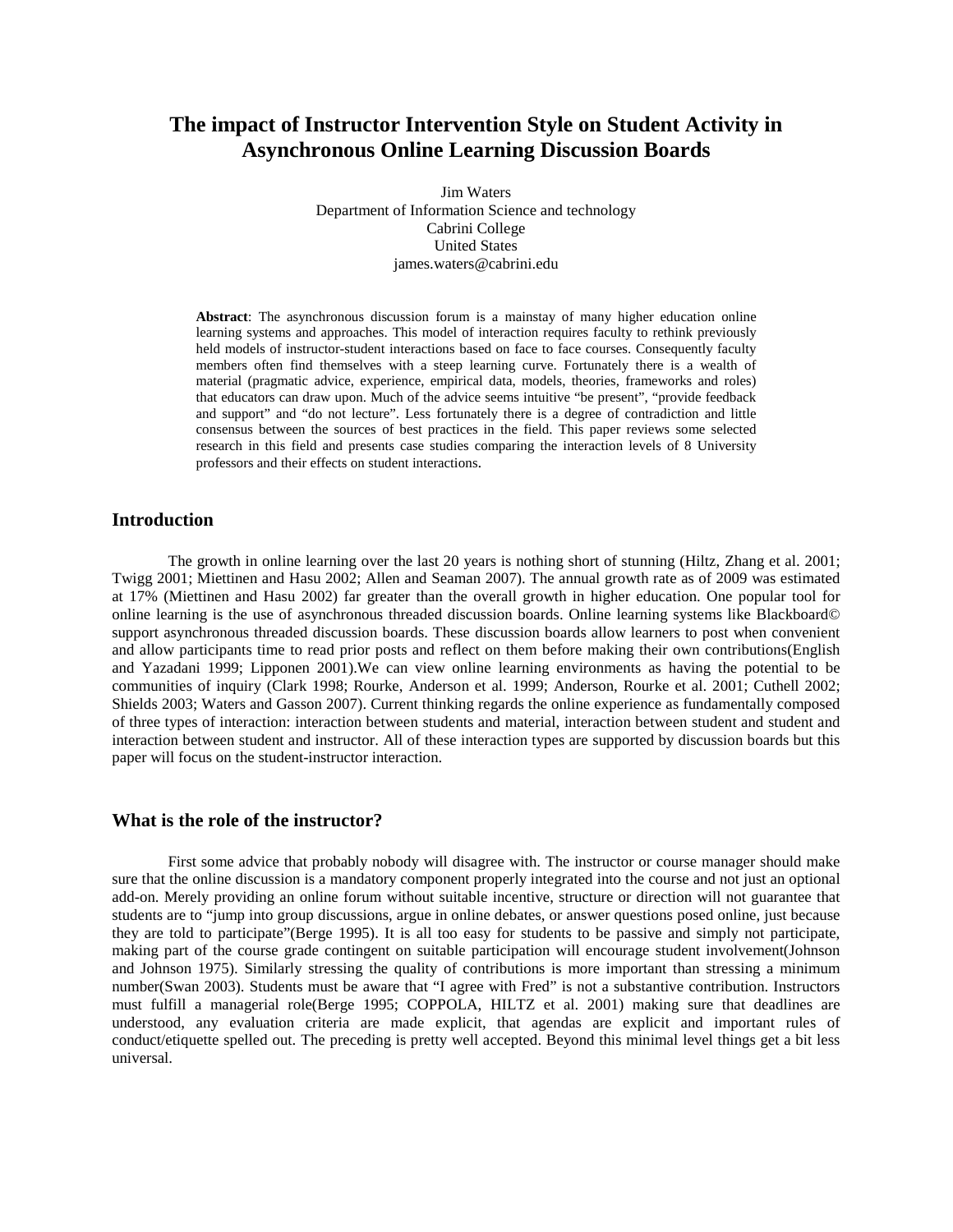# The impact of Instructor Intervention Style on Student Activity in Asynchronous Online Learning Discussion Boards

Jim Waters
Department of Information Science and technology
Cabrini College
United States
james.waters@cabrini.edu

**Abstract**: The asynchronous discussion forum is a mainstay of many higher education online learning systems and approaches. This model of interaction requires faculty to rethink previously held models of instructor-student interactions based on face to face courses. Consequently faculty members often find themselves with a steep learning curve. Fortunately there is a wealth of material (pragmatic advice, experience, empirical data, models, theories, frameworks and roles) that educators can draw upon. Much of the advice seems intuitive "be present", "provide feedback and support" and "do not lecture". Less fortunately there is a degree of contradiction and little consensus between the sources of best practices in the field. This paper reviews some selected research in this field and presents case studies comparing the interaction levels of 8 University professors and their effects on student interactions.

## Introduction

The growth in online learning over the last 20 years is nothing short of stunning (Hiltz, Zhang et al. 2001; Twigg 2001; Miettinen and Hasu 2002; Allen and Seaman 2007). The annual growth rate as of 2009 was estimated at 17% (Miettinen and Hasu 2002) far greater than the overall growth in higher education. One popular tool for online learning is the use of asynchronous threaded discussion boards. Online learning systems like Blackboard© support asynchronous threaded discussion boards. These discussion boards allow learners to post when convenient and allow participants time to read prior posts and reflect on them before making their own contributions(English and Yazadani 1999; Lipponen 2001).We can view online learning environments as having the potential to be communities of inquiry (Clark 1998; Rourke, Anderson et al. 1999; Anderson, Rourke et al. 2001; Cuthell 2002; Shields 2003; Waters and Gasson 2007). Current thinking regards the online experience as fundamentally composed of three types of interaction: interaction between students and material, interaction between student and student and interaction between student and instructor. All of these interaction types are supported by discussion boards but this paper will focus on the student-instructor interaction.

## What is the role of the instructor?

First some advice that probably nobody will disagree with. The instructor or course manager should make sure that the online discussion is a mandatory component properly integrated into the course and not just an optional add-on. Merely providing an online forum without suitable incentive, structure or direction will not guarantee that students are to "jump into group discussions, argue in online debates, or answer questions posed online, just because they are told to participate"(Berge 1995). It is all too easy for students to be passive and simply not participate, making part of the course grade contingent on suitable participation will encourage student involvement(Johnson and Johnson 1975). Similarly stressing the quality of contributions is more important than stressing a minimum number(Swan 2003). Students must be aware that "I agree with Fred" is not a substantive contribution. Instructors must fulfill a managerial role(Berge 1995; COPPOLA, HILTZ et al. 2001) making sure that deadlines are understood, any evaluation criteria are made explicit, that agendas are explicit and important rules of conduct/etiquette spelled out. The preceding is pretty well accepted. Beyond this minimal level things get a bit less universal.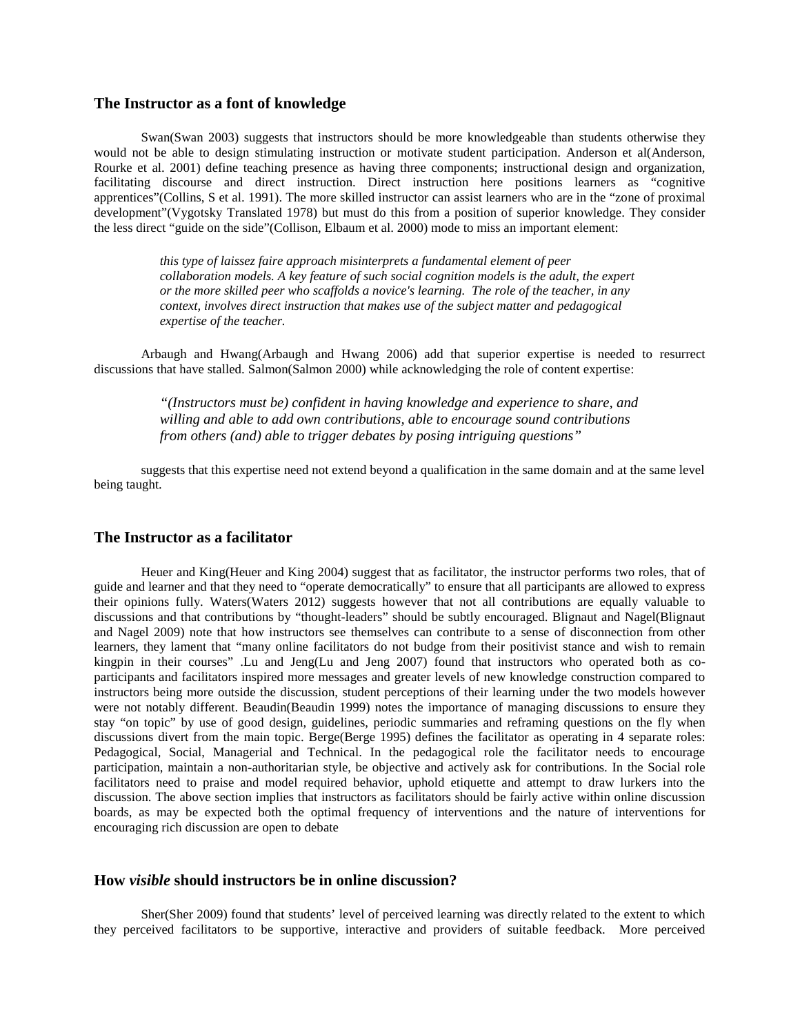## The Instructor as a font of knowledge

Swan(Swan 2003) suggests that instructors should be more knowledgeable than students otherwise they would not be able to design stimulating instruction or motivate student participation. Anderson et al(Anderson, Rourke et al. 2001) define teaching presence as having three components; instructional design and organization, facilitating discourse and direct instruction. Direct instruction here positions learners as "cognitive apprentices"(Collins, S et al. 1991). The more skilled instructor can assist learners who are in the "zone of proximal development"(Vygotsky Translated 1978) but must do this from a position of superior knowledge. They consider the less direct "guide on the side"(Collison, Elbaum et al. 2000) mode to miss an important element:

> *this type of laissez faire approach misinterprets a fundamental element of peer collaboration models. A key feature of such social cognition models is the adult, the expert or the more skilled peer who scaffolds a novice's learning. The role of the teacher, in any context, involves direct instruction that makes use of the subject matter and pedagogical expertise of the teacher.*

Arbaugh and Hwang(Arbaugh and Hwang 2006) add that superior expertise is needed to resurrect discussions that have stalled. Salmon(Salmon 2000) while acknowledging the role of content expertise:

> *"(Instructors must be) confident in having knowledge and experience to share, and willing and able to add own contributions, able to encourage sound contributions from others (and) able to trigger debates by posing intriguing questions"*

suggests that this expertise need not extend beyond a qualification in the same domain and at the same level being taught.

## The Instructor as a facilitator

Heuer and King(Heuer and King 2004) suggest that as facilitator, the instructor performs two roles, that of guide and learner and that they need to "operate democratically" to ensure that all participants are allowed to express their opinions fully. Waters(Waters 2012) suggests however that not all contributions are equally valuable to discussions and that contributions by "thought-leaders" should be subtly encouraged. Blignaut and Nagel(Blignaut and Nagel 2009) note that how instructors see themselves can contribute to a sense of disconnection from other learners, they lament that "many online facilitators do not budge from their positivist stance and wish to remain kingpin in their courses" .Lu and Jeng(Lu and Jeng 2007) found that instructors who operated both as co-participants and facilitators inspired more messages and greater levels of new knowledge construction compared to instructors being more outside the discussion, student perceptions of their learning under the two models however were not notably different. Beaudin(Beaudin 1999) notes the importance of managing discussions to ensure they stay "on topic" by use of good design, guidelines, periodic summaries and reframing questions on the fly when discussions divert from the main topic. Berge(Berge 1995) defines the facilitator as operating in 4 separate roles: Pedagogical, Social, Managerial and Technical. In the pedagogical role the facilitator needs to encourage participation, maintain a non-authoritarian style, be objective and actively ask for contributions. In the Social role facilitators need to praise and model required behavior, uphold etiquette and attempt to draw lurkers into the discussion. The above section implies that instructors as facilitators should be fairly active within online discussion boards, as may be expected both the optimal frequency of interventions and the nature of interventions for encouraging rich discussion are open to debate

## How *visible* should instructors be in online discussion?

Sher(Sher 2009) found that students' level of perceived learning was directly related to the extent to which they perceived facilitators to be supportive, interactive and providers of suitable feedback. More perceived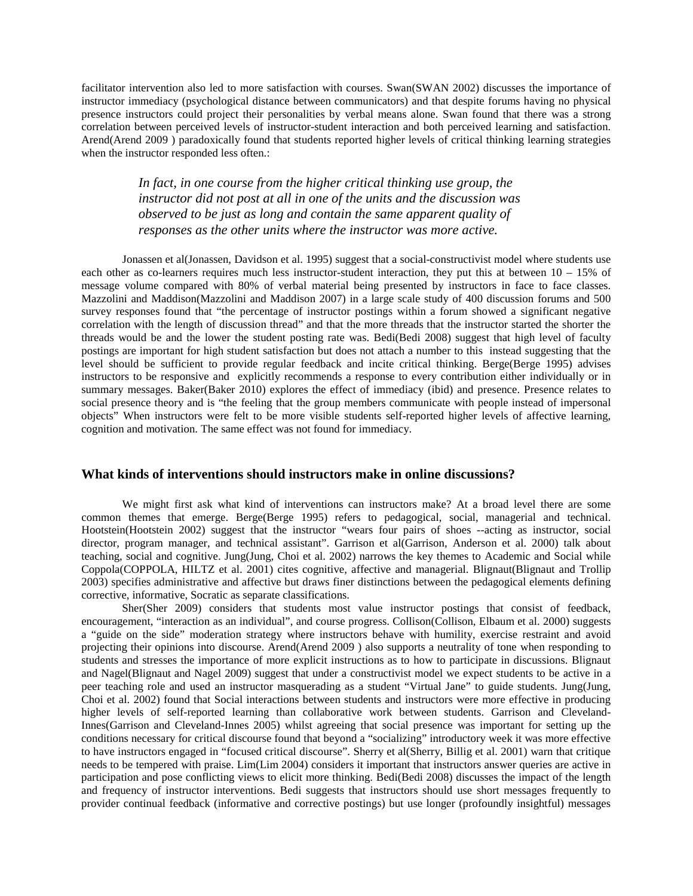facilitator intervention also led to more satisfaction with courses. Swan(SWAN 2002) discusses the importance of instructor immediacy (psychological distance between communicators) and that despite forums having no physical presence instructors could project their personalities by verbal means alone. Swan found that there was a strong correlation between perceived levels of instructor-student interaction and both perceived learning and satisfaction. Arend(Arend 2009 ) paradoxically found that students reported higher levels of critical thinking learning strategies when the instructor responded less often.:

> *In fact, in one course from the higher critical thinking use group, the instructor did not post at all in one of the units and the discussion was observed to be just as long and contain the same apparent quality of responses as the other units where the instructor was more active.*

Jonassen et al(Jonassen, Davidson et al. 1995) suggest that a social-constructivist model where students use each other as co-learners requires much less instructor-student interaction, they put this at between 10 – 15% of message volume compared with 80% of verbal material being presented by instructors in face to face classes. Mazzolini and Maddison(Mazzolini and Maddison 2007) in a large scale study of 400 discussion forums and 500 survey responses found that "the percentage of instructor postings within a forum showed a significant negative correlation with the length of discussion thread" and that the more threads that the instructor started the shorter the threads would be and the lower the student posting rate was. Bedi(Bedi 2008) suggest that high level of faculty postings are important for high student satisfaction but does not attach a number to this instead suggesting that the level should be sufficient to provide regular feedback and incite critical thinking. Berge(Berge 1995) advises instructors to be responsive and explicitly recommends a response to every contribution either individually or in summary messages. Baker(Baker 2010) explores the effect of immediacy (ibid) and presence. Presence relates to social presence theory and is "the feeling that the group members communicate with people instead of impersonal objects" When instructors were felt to be more visible students self-reported higher levels of affective learning, cognition and motivation. The same effect was not found for immediacy.

## What kinds of interventions should instructors make in online discussions?

We might first ask what kind of interventions can instructors make? At a broad level there are some common themes that emerge. Berge(Berge 1995) refers to pedagogical, social, managerial and technical. Hootstein(Hootstein 2002) suggest that the instructor "wears four pairs of shoes --acting as instructor, social director, program manager, and technical assistant". Garrison et al(Garrison, Anderson et al. 2000) talk about teaching, social and cognitive. Jung(Jung, Choi et al. 2002) narrows the key themes to Academic and Social while Coppola(COPPOLA, HILTZ et al. 2001) cites cognitive, affective and managerial. Blignaut(Blignaut and Trollip 2003) specifies administrative and affective but draws finer distinctions between the pedagogical elements defining corrective, informative, Socratic as separate classifications.

Sher(Sher 2009) considers that students most value instructor postings that consist of feedback, encouragement, "interaction as an individual", and course progress. Collison(Collison, Elbaum et al. 2000) suggests a "guide on the side" moderation strategy where instructors behave with humility, exercise restraint and avoid projecting their opinions into discourse. Arend(Arend 2009 ) also supports a neutrality of tone when responding to students and stresses the importance of more explicit instructions as to how to participate in discussions. Blignaut and Nagel(Blignaut and Nagel 2009) suggest that under a constructivist model we expect students to be active in a peer teaching role and used an instructor masquerading as a student "Virtual Jane" to guide students. Jung(Jung, Choi et al. 2002) found that Social interactions between students and instructors were more effective in producing higher levels of self-reported learning than collaborative work between students. Garrison and Cleveland-Innes(Garrison and Cleveland-Innes 2005) whilst agreeing that social presence was important for setting up the conditions necessary for critical discourse found that beyond a "socializing" introductory week it was more effective to have instructors engaged in "focused critical discourse". Sherry et al(Sherry, Billig et al. 2001) warn that critique needs to be tempered with praise. Lim(Lim 2004) considers it important that instructors answer queries are active in participation and pose conflicting views to elicit more thinking. Bedi(Bedi 2008) discusses the impact of the length and frequency of instructor interventions. Bedi suggests that instructors should use short messages frequently to provider continual feedback (informative and corrective postings) but use longer (profoundly insightful) messages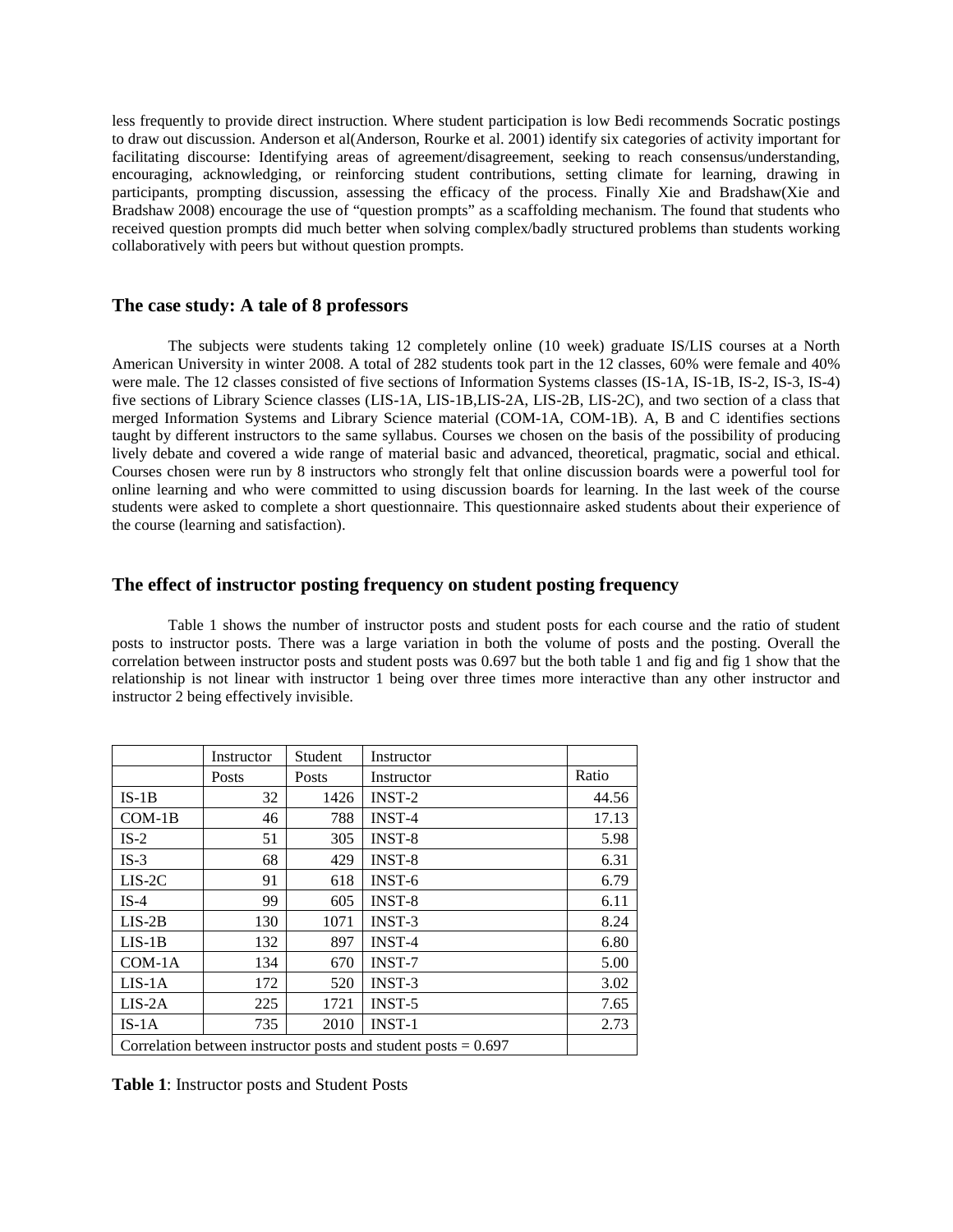less frequently to provide direct instruction. Where student participation is low Bedi recommends Socratic postings to draw out discussion. Anderson et al(Anderson, Rourke et al. 2001) identify six categories of activity important for facilitating discourse: Identifying areas of agreement/disagreement, seeking to reach consensus/understanding, encouraging, acknowledging, or reinforcing student contributions, setting climate for learning, drawing in participants, prompting discussion, assessing the efficacy of the process. Finally Xie and Bradshaw(Xie and Bradshaw 2008) encourage the use of "question prompts" as a scaffolding mechanism. The found that students who received question prompts did much better when solving complex/badly structured problems than students working collaboratively with peers but without question prompts.

## The case study: A tale of 8 professors

The subjects were students taking 12 completely online (10 week) graduate IS/LIS courses at a North American University in winter 2008. A total of 282 students took part in the 12 classes, 60% were female and 40% were male. The 12 classes consisted of five sections of Information Systems classes (IS-1A, IS-1B, IS-2, IS-3, IS-4) five sections of Library Science classes (LIS-1A, LIS-1B,LIS-2A, LIS-2B, LIS-2C), and two section of a class that merged Information Systems and Library Science material (COM-1A, COM-1B). A, B and C identifies sections taught by different instructors to the same syllabus. Courses we chosen on the basis of the possibility of producing lively debate and covered a wide range of material basic and advanced, theoretical, pragmatic, social and ethical. Courses chosen were run by 8 instructors who strongly felt that online discussion boards were a powerful tool for online learning and who were committed to using discussion boards for learning. In the last week of the course students were asked to complete a short questionnaire. This questionnaire asked students about their experience of the course (learning and satisfaction).

## The effect of instructor posting frequency on student posting frequency

Table 1 shows the number of instructor posts and student posts for each course and the ratio of student posts to instructor posts. There was a large variation in both the volume of posts and the posting. Overall the correlation between instructor posts and student posts was 0.697 but the both table 1 and fig and fig 1 show that the relationship is not linear with instructor 1 being over three times more interactive than any other instructor and instructor 2 being effectively invisible.

| | Instructor Posts | Student Posts | Instructor Instructor | Ratio |
|---|---|---|---|---|
| IS-1B | 32 | 1426 | INST-2 | 44.56 |
| COM-1B | 46 | 788 | INST-4 | 17.13 |
| IS-2 | 51 | 305 | INST-8 | 5.98 |
| IS-3 | 68 | 429 | INST-8 | 6.31 |
| LIS-2C | 91 | 618 | INST-6 | 6.79 |
| IS-4 | 99 | 605 | INST-8 | 6.11 |
| LIS-2B | 130 | 1071 | INST-3 | 8.24 |
| LIS-1B | 132 | 897 | INST-4 | 6.80 |
| COM-1A | 134 | 670 | INST-7 | 5.00 |
| LIS-1A | 172 | 520 | INST-3 | 3.02 |
| LIS-2A | 225 | 1721 | INST-5 | 7.65 |
| IS-1A | 735 | 2010 | INST-1 | 2.73 |
| Correlation between instructor posts and student posts = 0.697 | | | | |

**Table 1**: Instructor posts and Student Posts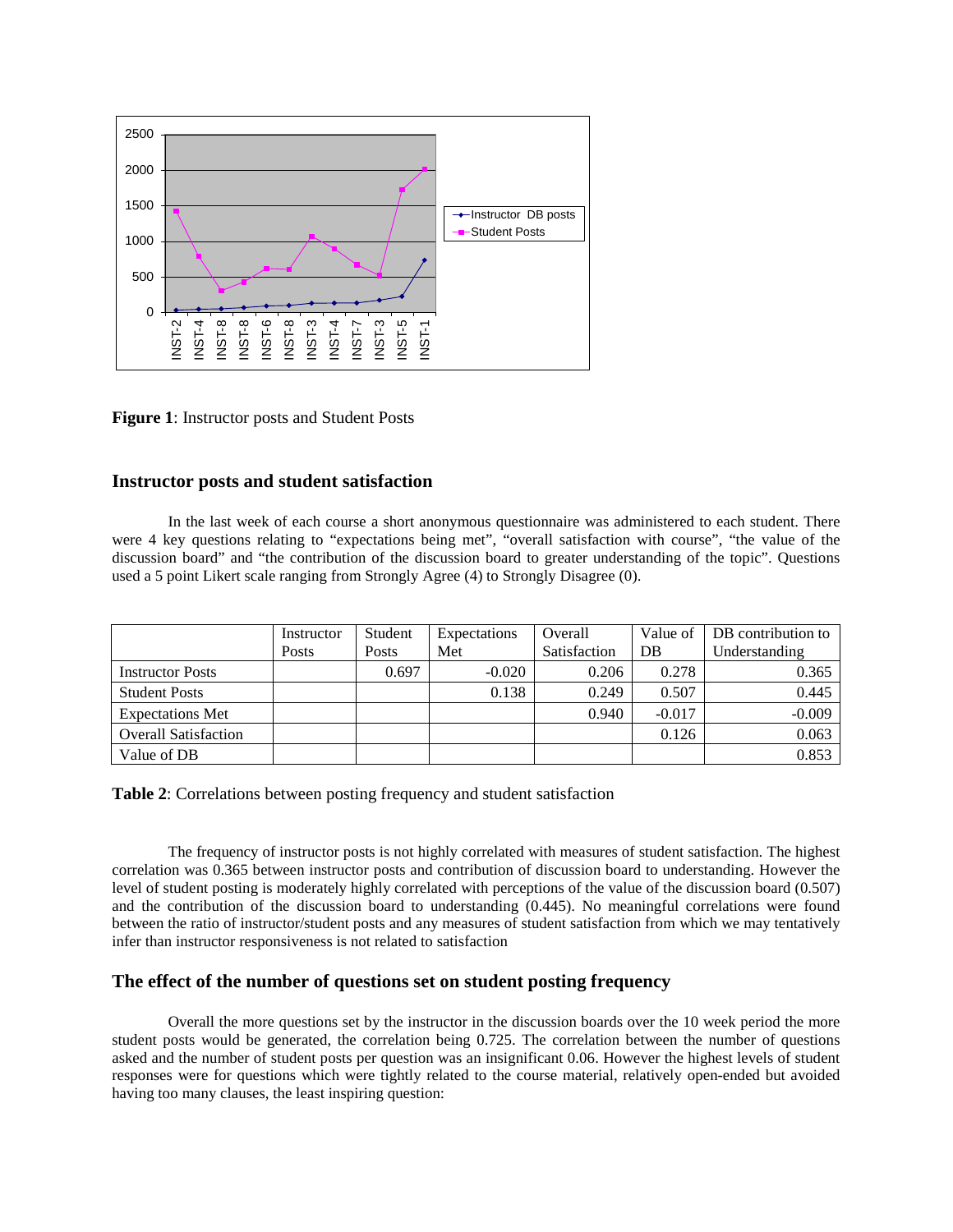**Figure 1**: Instructor posts and Student Posts

## Instructor posts and student satisfaction

In the last week of each course a short anonymous questionnaire was administered to each student. There were 4 key questions relating to "expectations being met", "overall satisfaction with course", "the value of the discussion board" and "the contribution of the discussion board to greater understanding of the topic". Questions used a 5 point Likert scale ranging from Strongly Agree (4) to Strongly Disagree (0).

| | Instructor Posts | Student Posts | Expectations Met | Overall Satisfaction | Value of DB | DB contribution to Understanding |
|---|---|---|---|---|---|---|
| Instructor Posts | | 0.697 | -0.020 | 0.206 | 0.278 | 0.365 |
| Student Posts | | | 0.138 | 0.249 | 0.507 | 0.445 |
| Expectations Met | | | | 0.940 | -0.017 | -0.009 |
| Overall Satisfaction | | | | | 0.126 | 0.063 |
| Value of DB | | | | | | 0.853 |

**Table 2**: Correlations between posting frequency and student satisfaction

The frequency of instructor posts is not highly correlated with measures of student satisfaction. The highest correlation was 0.365 between instructor posts and contribution of discussion board to understanding. However the level of student posting is moderately highly correlated with perceptions of the value of the discussion board (0.507) and the contribution of the discussion board to understanding (0.445). No meaningful correlations were found between the ratio of instructor/student posts and any measures of student satisfaction from which we may tentatively infer than instructor responsiveness is not related to satisfaction

## The effect of the number of questions set on student posting frequency

Overall the more questions set by the instructor in the discussion boards over the 10 week period the more student posts would be generated, the correlation being 0.725. The correlation between the number of questions asked and the number of student posts per question was an insignificant 0.06. However the highest levels of student responses were for questions which were tightly related to the course material, relatively open-ended but avoided having too many clauses, the least inspiring question: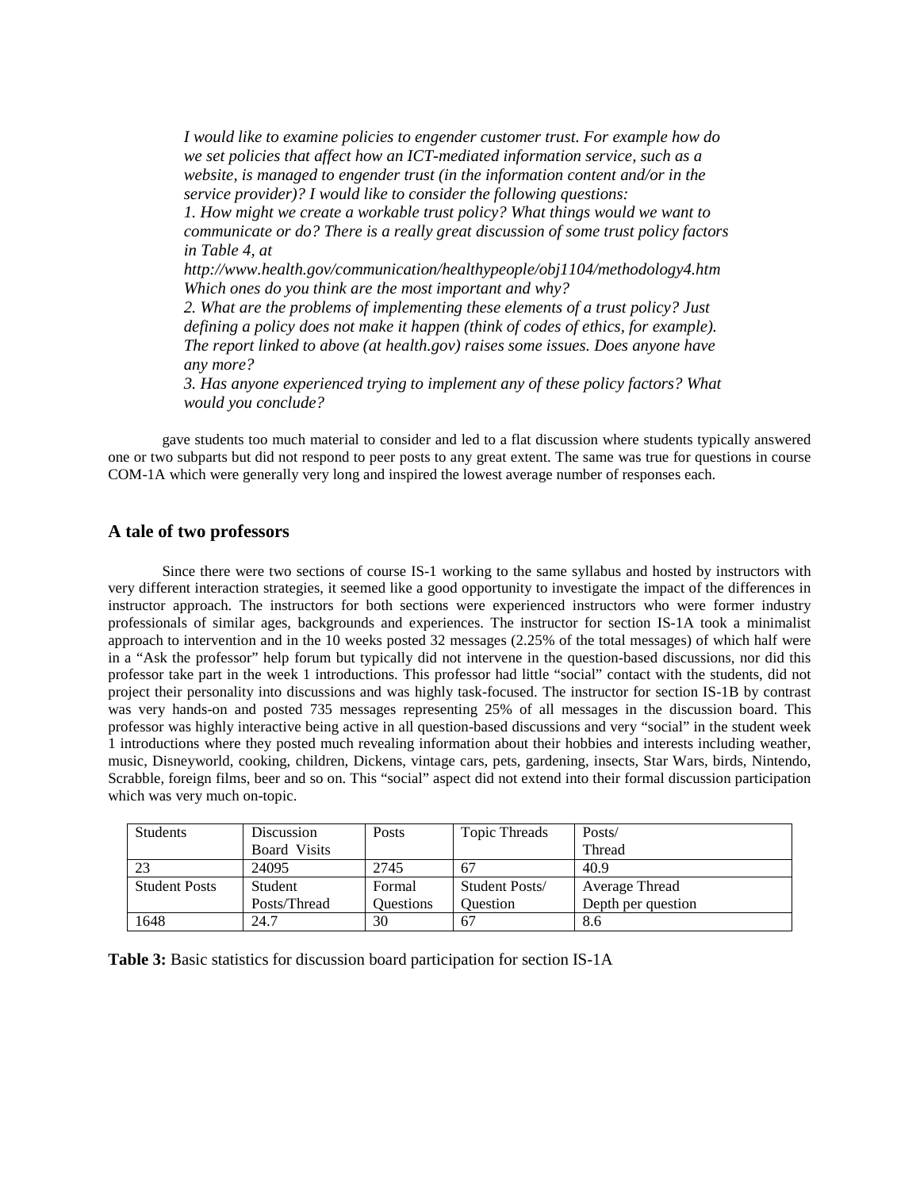*I would like to examine policies to engender customer trust. For example how do we set policies that affect how an ICT-mediated information service, such as a website, is managed to engender trust (in the information content and/or in the service provider)? I would like to consider the following questions:*
*1. How might we create a workable trust policy? What things would we want to communicate or do? There is a really great discussion of some trust policy factors in Table 4, at*
*http://www.health.gov/communication/healthypeople/obj1104/methodology4.htm*
*Which ones do you think are the most important and why?*
*2. What are the problems of implementing these elements of a trust policy? Just defining a policy does not make it happen (think of codes of ethics, for example). The report linked to above (at health.gov) raises some issues. Does anyone have any more?*
*3. Has anyone experienced trying to implement any of these policy factors? What would you conclude?*

gave students too much material to consider and led to a flat discussion where students typically answered one or two subparts but did not respond to peer posts to any great extent. The same was true for questions in course COM-1A which were generally very long and inspired the lowest average number of responses each.

## A tale of two professors

Since there were two sections of course IS-1 working to the same syllabus and hosted by instructors with very different interaction strategies, it seemed like a good opportunity to investigate the impact of the differences in instructor approach. The instructors for both sections were experienced instructors who were former industry professionals of similar ages, backgrounds and experiences. The instructor for section IS-1A took a minimalist approach to intervention and in the 10 weeks posted 32 messages (2.25% of the total messages) of which half were in a "Ask the professor" help forum but typically did not intervene in the question-based discussions, nor did this professor take part in the week 1 introductions. This professor had little "social" contact with the students, did not project their personality into discussions and was highly task-focused. The instructor for section IS-1B by contrast was very hands-on and posted 735 messages representing 25% of all messages in the discussion board. This professor was highly interactive being active in all question-based discussions and very "social" in the student week 1 introductions where they posted much revealing information about their hobbies and interests including weather, music, Disneyworld, cooking, children, Dickens, vintage cars, pets, gardening, insects, Star Wars, birds, Nintendo, Scrabble, foreign films, beer and so on. This "social" aspect did not extend into their formal discussion participation which was very much on-topic.

| Students | Discussion Board Visits | Posts | Topic Threads | Posts/ Thread |
|---|---|---|---|---|
| 23 | 24095 | 2745 | 67 | 40.9 |
| Student Posts | Student Posts/Thread | Formal Questions | Student Posts/ Question | Average Thread Depth per question |
| 1648 | 24.7 | 30 | 67 | 8.6 |

**Table 3:** Basic statistics for discussion board participation for section IS-1A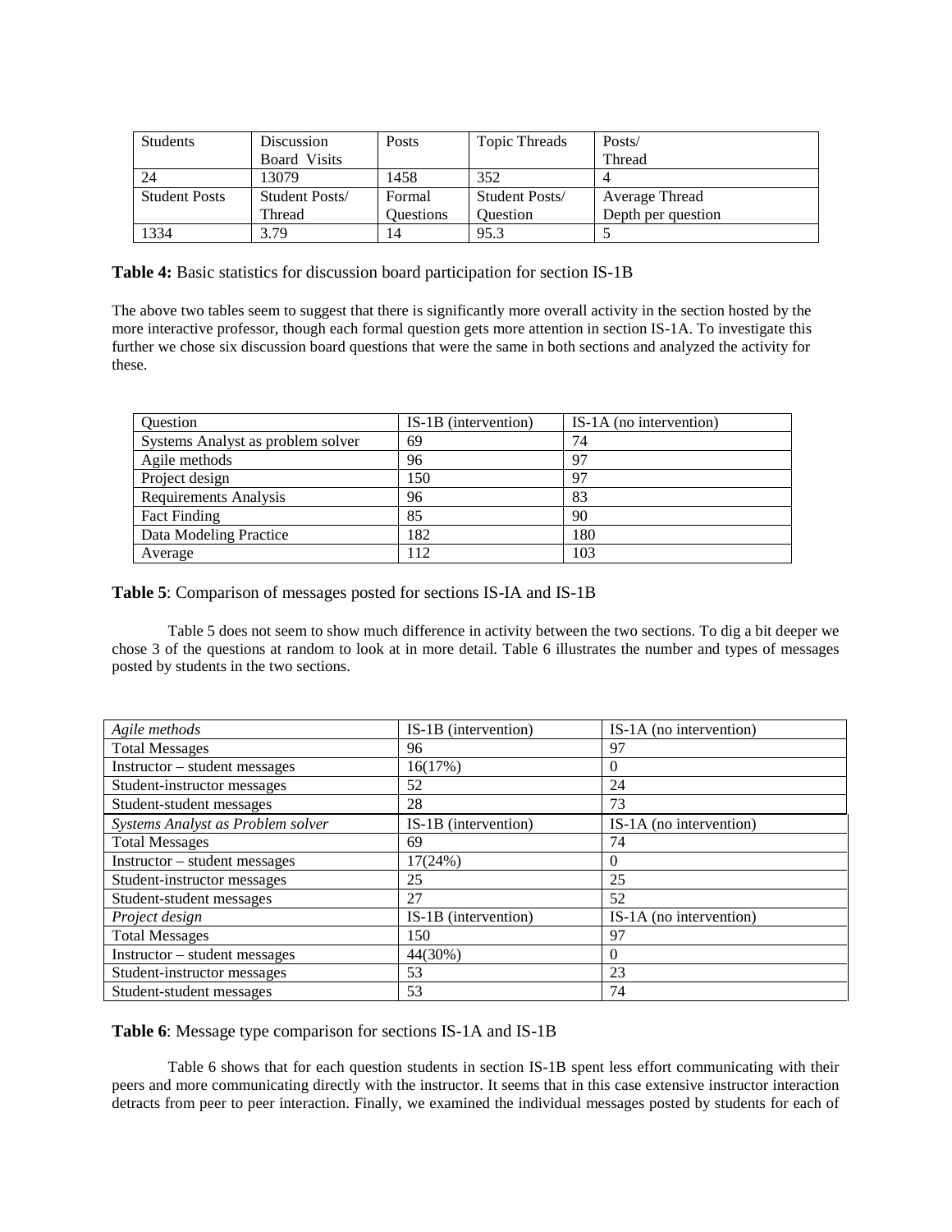| Students | Discussion Board Visits | Posts | Topic Threads | Posts/ Thread |
|---|---|---|---|---|
| 24 | 13079 | 1458 | 352 | 4 |
| Student Posts | Student Posts/ Thread | Formal Questions | Student Posts/ Question | Average Thread Depth per question |
| 1334 | 3.79 | 14 | 95.3 | 5 |

**Table 4:** Basic statistics for discussion board participation for section IS-1B

The above two tables seem to suggest that there is significantly more overall activity in the section hosted by the more interactive professor, though each formal question gets more attention in section IS-1A. To investigate this further we chose six discussion board questions that were the same in both sections and analyzed the activity for these.

| Question | IS-1B (intervention) | IS-1A (no intervention) |
|---|---|---|
| Systems Analyst as problem solver | 69 | 74 |
| Agile methods | 96 | 97 |
| Project design | 150 | 97 |
| Requirements Analysis | 96 | 83 |
| Fact Finding | 85 | 90 |
| Data Modeling Practice | 182 | 180 |
| Average | 112 | 103 |

**Table 5**: Comparison of messages posted for sections IS-IA and IS-1B

Table 5 does not seem to show much difference in activity between the two sections. To dig a bit deeper we chose 3 of the questions at random to look at in more detail. Table 6 illustrates the number and types of messages posted by students in the two sections.

| *Agile methods* | IS-1B (intervention) | IS-1A (no intervention) |
|---|---|---|
| Total Messages | 96 | 97 |
| Instructor – student messages | 16(17%) | 0 |
| Student-instructor messages | 52 | 24 |
| Student-student messages | 28 | 73 |
| *Systems Analyst as Problem solver* | IS-1B (intervention) | IS-1A (no intervention) |
| Total Messages | 69 | 74 |
| Instructor – student messages | 17(24%) | 0 |
| Student-instructor messages | 25 | 25 |
| Student-student messages | 27 | 52 |
| *Project design* | IS-1B (intervention) | IS-1A (no intervention) |
| Total Messages | 150 | 97 |
| Instructor – student messages | 44(30%) | 0 |
| Student-instructor messages | 53 | 23 |
| Student-student messages | 53 | 74 |

**Table 6**: Message type comparison for sections IS-1A and IS-1B

Table 6 shows that for each question students in section IS-1B spent less effort communicating with their peers and more communicating directly with the instructor. It seems that in this case extensive instructor interaction detracts from peer to peer interaction. Finally, we examined the individual messages posted by students for each of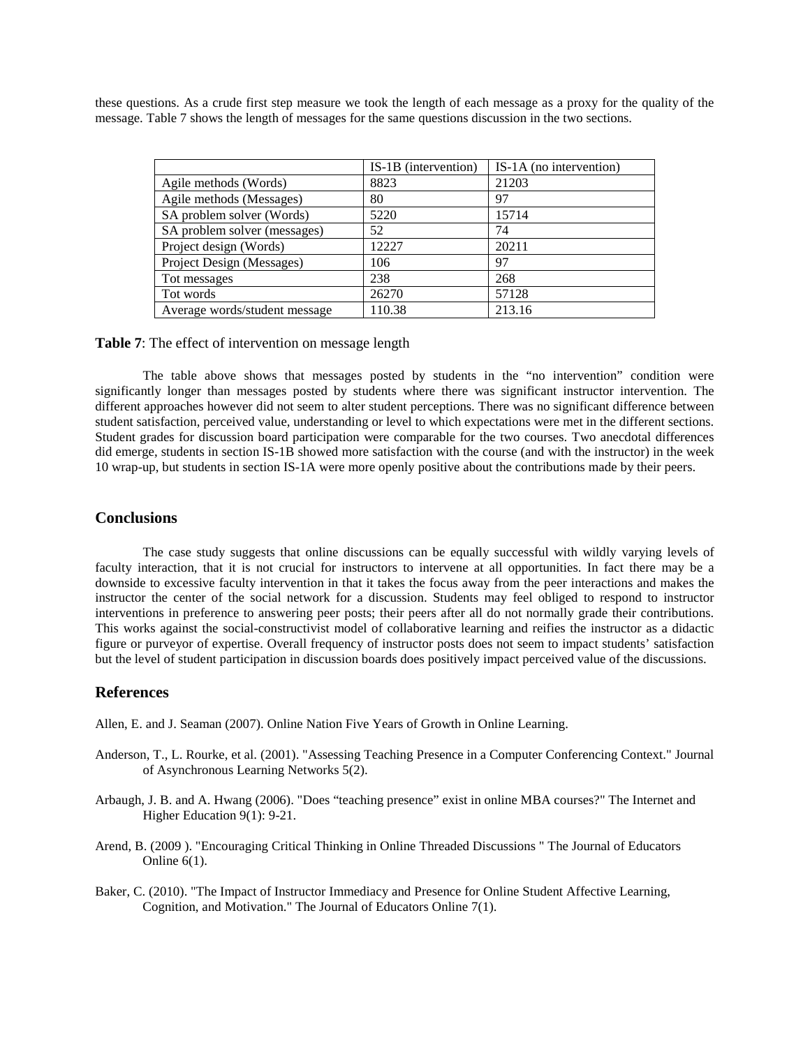these questions. As a crude first step measure we took the length of each message as a proxy for the quality of the message. Table 7 shows the length of messages for the same questions discussion in the two sections.

| | IS-1B (intervention) | IS-1A (no intervention) |
|---|---|---|
| Agile methods (Words) | 8823 | 21203 |
| Agile methods (Messages) | 80 | 97 |
| SA problem solver (Words) | 5220 | 15714 |
| SA problem solver (messages) | 52 | 74 |
| Project design (Words) | 12227 | 20211 |
| Project Design (Messages) | 106 | 97 |
| Tot messages | 238 | 268 |
| Tot words | 26270 | 57128 |
| Average words/student message | 110.38 | 213.16 |

**Table 7**: The effect of intervention on message length

The table above shows that messages posted by students in the "no intervention" condition were significantly longer than messages posted by students where there was significant instructor intervention. The different approaches however did not seem to alter student perceptions. There was no significant difference between student satisfaction, perceived value, understanding or level to which expectations were met in the different sections. Student grades for discussion board participation were comparable for the two courses. Two anecdotal differences did emerge, students in section IS-1B showed more satisfaction with the course (and with the instructor) in the week 10 wrap-up, but students in section IS-1A were more openly positive about the contributions made by their peers.

## Conclusions

The case study suggests that online discussions can be equally successful with wildly varying levels of faculty interaction, that it is not crucial for instructors to intervene at all opportunities. In fact there may be a downside to excessive faculty intervention in that it takes the focus away from the peer interactions and makes the instructor the center of the social network for a discussion. Students may feel obliged to respond to instructor interventions in preference to answering peer posts; their peers after all do not normally grade their contributions. This works against the social-constructivist model of collaborative learning and reifies the instructor as a didactic figure or purveyor of expertise. Overall frequency of instructor posts does not seem to impact students' satisfaction but the level of student participation in discussion boards does positively impact perceived value of the discussions.

## References

Allen, E. and J. Seaman (2007). Online Nation Five Years of Growth in Online Learning.

Anderson, T., L. Rourke, et al. (2001). "Assessing Teaching Presence in a Computer Conferencing Context." Journal of Asynchronous Learning Networks 5(2).

Arbaugh, J. B. and A. Hwang (2006). "Does "teaching presence" exist in online MBA courses?" The Internet and Higher Education 9(1): 9-21.

Arend, B. (2009 ). "Encouraging Critical Thinking in Online Threaded Discussions " The Journal of Educators Online 6(1).

Baker, C. (2010). "The Impact of Instructor Immediacy and Presence for Online Student Affective Learning, Cognition, and Motivation." The Journal of Educators Online 7(1).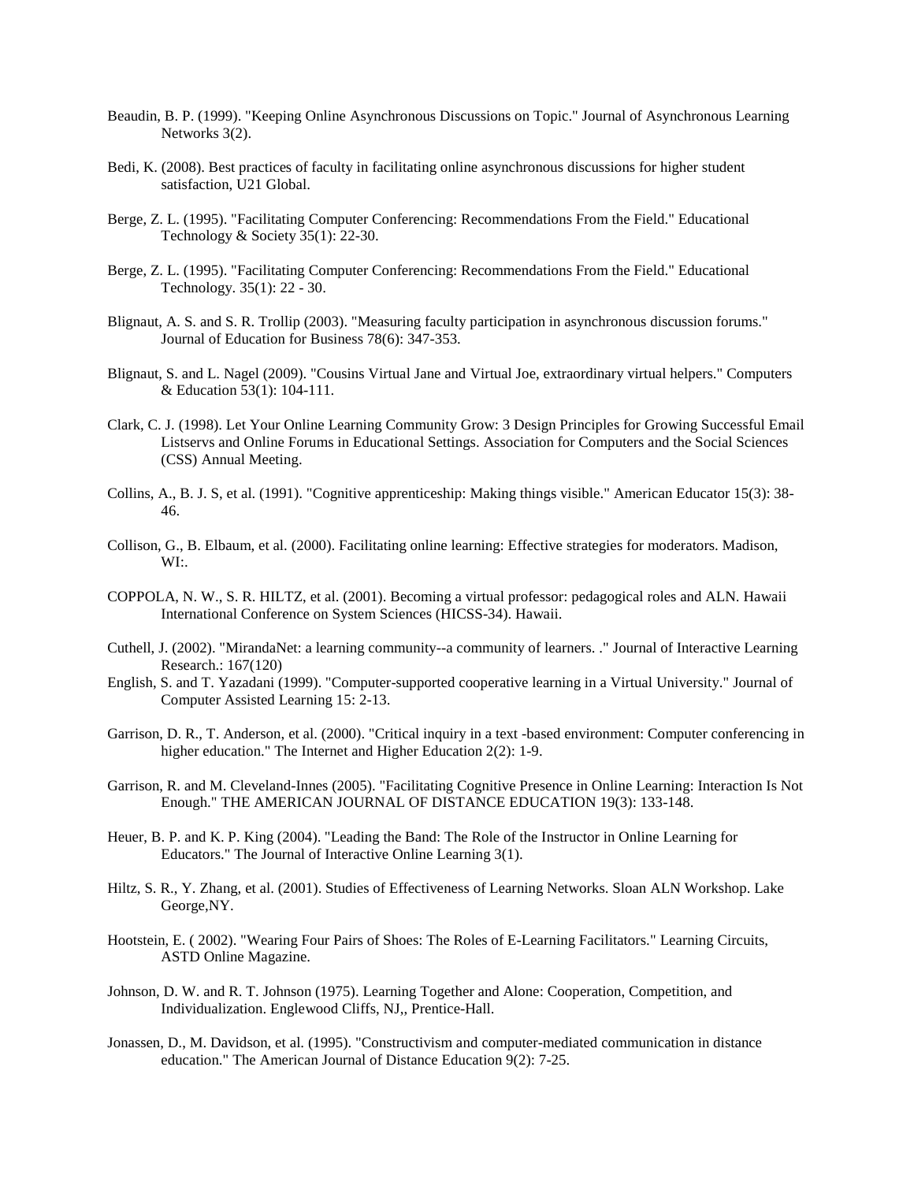Beaudin, B. P. (1999). "Keeping Online Asynchronous Discussions on Topic." Journal of Asynchronous Learning Networks 3(2).

Bedi, K. (2008). Best practices of faculty in facilitating online asynchronous discussions for higher student satisfaction, U21 Global.

Berge, Z. L. (1995). "Facilitating Computer Conferencing: Recommendations From the Field." Educational Technology & Society 35(1): 22-30.

Berge, Z. L. (1995). "Facilitating Computer Conferencing: Recommendations From the Field." Educational Technology. 35(1): 22 - 30.

Blignaut, A. S. and S. R. Trollip (2003). "Measuring faculty participation in asynchronous discussion forums." Journal of Education for Business 78(6): 347-353.

Blignaut, S. and L. Nagel (2009). "Cousins Virtual Jane and Virtual Joe, extraordinary virtual helpers." Computers & Education 53(1): 104-111.

Clark, C. J. (1998). Let Your Online Learning Community Grow: 3 Design Principles for Growing Successful Email Listservs and Online Forums in Educational Settings. Association for Computers and the Social Sciences (CSS) Annual Meeting.

Collins, A., B. J. S, et al. (1991). "Cognitive apprenticeship: Making things visible." American Educator 15(3): 38-46.

Collison, G., B. Elbaum, et al. (2000). Facilitating online learning: Effective strategies for moderators. Madison, WI:.

COPPOLA, N. W., S. R. HILTZ, et al. (2001). Becoming a virtual professor: pedagogical roles and ALN. Hawaii International Conference on System Sciences (HICSS-34). Hawaii.

Cuthell, J. (2002). "MirandaNet: a learning community--a community of learners. ." Journal of Interactive Learning Research.: 167(120)

English, S. and T. Yazadani (1999). "Computer-supported cooperative learning in a Virtual University." Journal of Computer Assisted Learning 15: 2-13.

Garrison, D. R., T. Anderson, et al. (2000). "Critical inquiry in a text -based environment: Computer conferencing in higher education." The Internet and Higher Education 2(2): 1-9.

Garrison, R. and M. Cleveland-Innes (2005). "Facilitating Cognitive Presence in Online Learning: Interaction Is Not Enough." THE AMERICAN JOURNAL OF DISTANCE EDUCATION 19(3): 133-148.

Heuer, B. P. and K. P. King (2004). "Leading the Band: The Role of the Instructor in Online Learning for Educators." The Journal of Interactive Online Learning 3(1).

Hiltz, S. R., Y. Zhang, et al. (2001). Studies of Effectiveness of Learning Networks. Sloan ALN Workshop. Lake George,NY.

Hootstein, E. ( 2002). "Wearing Four Pairs of Shoes: The Roles of E-Learning Facilitators." Learning Circuits, ASTD Online Magazine.

Johnson, D. W. and R. T. Johnson (1975). Learning Together and Alone: Cooperation, Competition, and Individualization. Englewood Cliffs, NJ,, Prentice-Hall.

Jonassen, D., M. Davidson, et al. (1995). "Constructivism and computer-mediated communication in distance education." The American Journal of Distance Education 9(2): 7-25.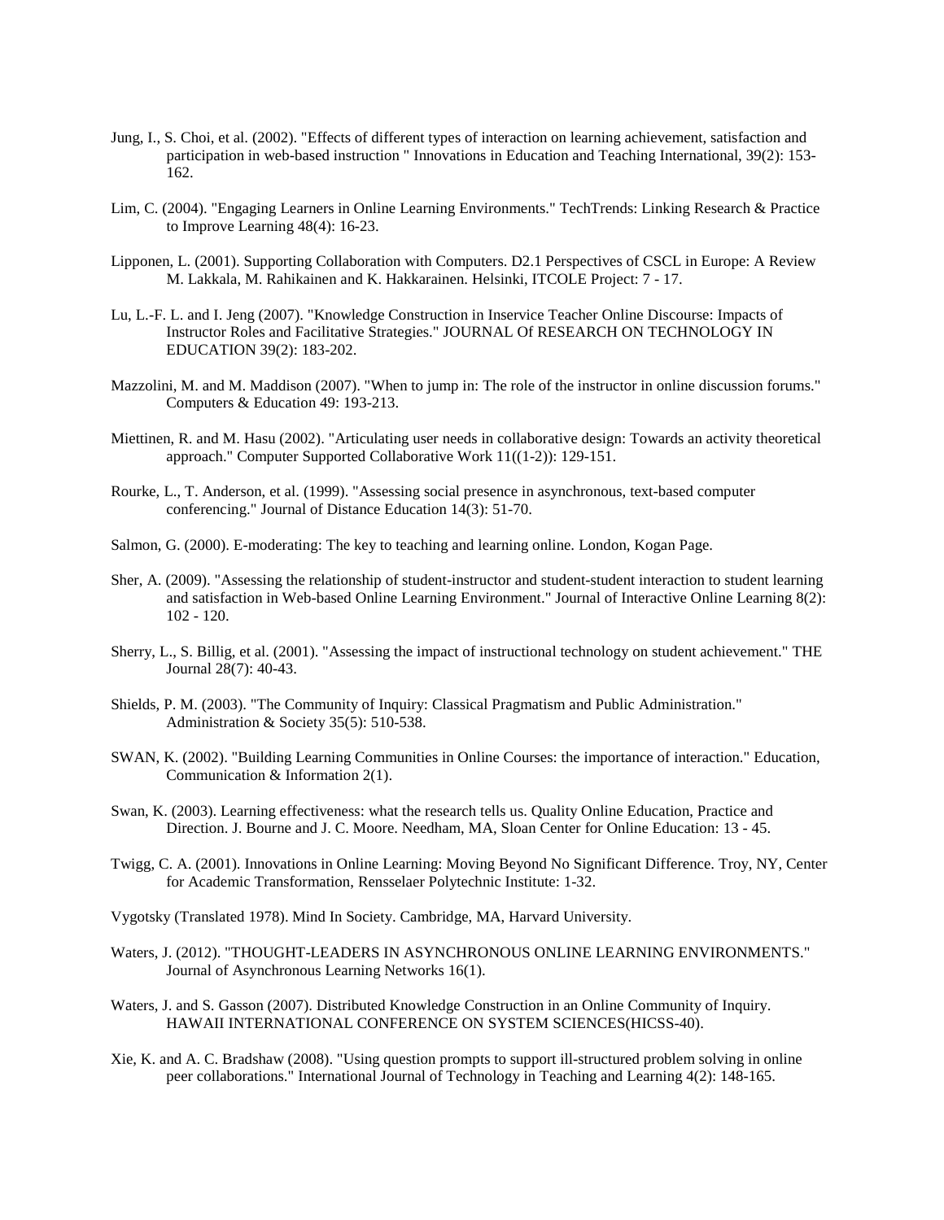Jung, I., S. Choi, et al. (2002). "Effects of different types of interaction on learning achievement, satisfaction and participation in web-based instruction " Innovations in Education and Teaching International, 39(2): 153-162.

Lim, C. (2004). "Engaging Learners in Online Learning Environments." TechTrends: Linking Research & Practice to Improve Learning 48(4): 16-23.

Lipponen, L. (2001). Supporting Collaboration with Computers. D2.1 Perspectives of CSCL in Europe: A Review M. Lakkala, M. Rahikainen and K. Hakkarainen. Helsinki, ITCOLE Project: 7 - 17.

Lu, L.-F. L. and I. Jeng (2007). "Knowledge Construction in Inservice Teacher Online Discourse: Impacts of Instructor Roles and Facilitative Strategies." JOURNAL Of RESEARCH ON TECHNOLOGY IN EDUCATION 39(2): 183-202.

Mazzolini, M. and M. Maddison (2007). "When to jump in: The role of the instructor in online discussion forums." Computers & Education 49: 193-213.

Miettinen, R. and M. Hasu (2002). "Articulating user needs in collaborative design: Towards an activity theoretical approach." Computer Supported Collaborative Work 11((1-2)): 129-151.

Rourke, L., T. Anderson, et al. (1999). "Assessing social presence in asynchronous, text-based computer conferencing." Journal of Distance Education 14(3): 51-70.

Salmon, G. (2000). E-moderating: The key to teaching and learning online. London, Kogan Page.

Sher, A. (2009). "Assessing the relationship of student-instructor and student-student interaction to student learning and satisfaction in Web-based Online Learning Environment." Journal of Interactive Online Learning 8(2): 102 - 120.

Sherry, L., S. Billig, et al. (2001). "Assessing the impact of instructional technology on student achievement." THE Journal 28(7): 40-43.

Shields, P. M. (2003). "The Community of Inquiry: Classical Pragmatism and Public Administration." Administration & Society 35(5): 510-538.

SWAN, K. (2002). "Building Learning Communities in Online Courses: the importance of interaction." Education, Communication & Information 2(1).

Swan, K. (2003). Learning effectiveness: what the research tells us. Quality Online Education, Practice and Direction. J. Bourne and J. C. Moore. Needham, MA, Sloan Center for Online Education: 13 - 45.

Twigg, C. A. (2001). Innovations in Online Learning: Moving Beyond No Significant Difference. Troy, NY, Center for Academic Transformation, Rensselaer Polytechnic Institute: 1-32.

Vygotsky (Translated 1978). Mind In Society. Cambridge, MA, Harvard University.

Waters, J. (2012). "THOUGHT-LEADERS IN ASYNCHRONOUS ONLINE LEARNING ENVIRONMENTS." Journal of Asynchronous Learning Networks 16(1).

Waters, J. and S. Gasson (2007). Distributed Knowledge Construction in an Online Community of Inquiry. HAWAII INTERNATIONAL CONFERENCE ON SYSTEM SCIENCES(HICSS-40).

Xie, K. and A. C. Bradshaw (2008). "Using question prompts to support ill-structured problem solving in online peer collaborations." International Journal of Technology in Teaching and Learning 4(2): 148-165.